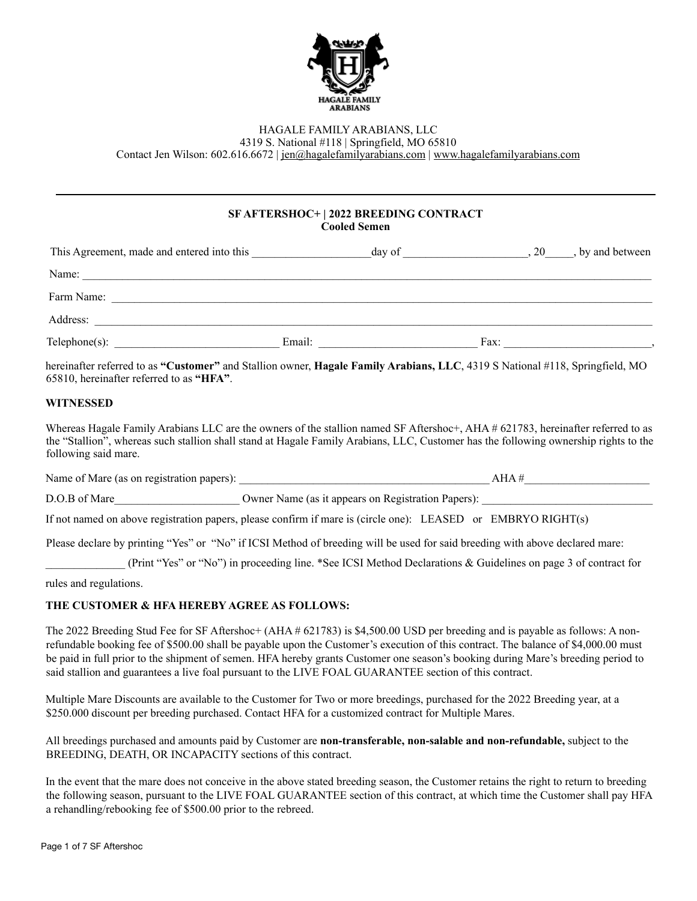HAGALE FAMILY ARABIANS

HAGALE FAMILY ARABIANS, LLC
4319 S. National #118 | Springfield, MO 65810
Contact Jen Wilson: 602.616.6672 | jen@hagalefamilyarabians.com | www.hagalefamilyarabians.com

---

## SF AFTERSHOC+ | 2022 BREEDING CONTRACT
### Cooled Semen

This Agreement, made and entered into this ____________________day of _____________________, 20_____, by and between

Name: ___________________________________________________________________________________________

Farm Name: _______________________________________________________________________________________

Address: __________________________________________________________________________________________

Telephone(s): _____________________________ Email: ____________________________ Fax: __________________________,

hereinafter referred to as **"Customer"** and Stallion owner, **Hagale Family Arabians, LLC**, 4319 S National #118, Springfield, MO 65810, hereinafter referred to as **"HFA"**.

**WITNESSED**

Whereas Hagale Family Arabians LLC are the owners of the stallion named SF Aftershoc+, AHA # 621783, hereinafter referred to as the "Stallion", whereas such stallion shall stand at Hagale Family Arabians, LLC, Customer has the following ownership rights to the following said mare.

Name of Mare (as on registration papers): ____________________________________________ AHA #______________________

D.O.B of Mare______________________ Owner Name (as it appears on Registration Papers): ______________________________

If not named on above registration papers, please confirm if mare is (circle one): LEASED or EMBRYO RIGHT(s)

Please declare by printing "Yes" or "No" if ICSI Method of breeding will be used for said breeding with above declared mare:

_____________ (Print "Yes" or "No") in proceeding line. *See ICSI Method Declarations & Guidelines on page 3 of contract for rules and regulations.

**THE CUSTOMER & HFA HEREBY AGREE AS FOLLOWS:**

The 2022 Breeding Stud Fee for SF Aftershoc+ (AHA # 621783) is $4,500.00 USD per breeding and is payable as follows: A non-refundable booking fee of $500.00 shall be payable upon the Customer's execution of this contract. The balance of $4,000.00 must be paid in full prior to the shipment of semen. HFA hereby grants Customer one season's booking during Mare's breeding period to said stallion and guarantees a live foal pursuant to the LIVE FOAL GUARANTEE section of this contract.

Multiple Mare Discounts are available to the Customer for Two or more breedings, purchased for the 2022 Breeding year, at a $250.000 discount per breeding purchased. Contact HFA for a customized contract for Multiple Mares.

All breedings purchased and amounts paid by Customer are **non-transferable, non-salable and non-refundable,** subject to the BREEDING, DEATH, OR INCAPACITY sections of this contract.

In the event that the mare does not conceive in the above stated breeding season, the Customer retains the right to return to breeding the following season, pursuant to the LIVE FOAL GUARANTEE section of this contract, at which time the Customer shall pay HFA a rehandling/rebooking fee of $500.00 prior to the rebreed.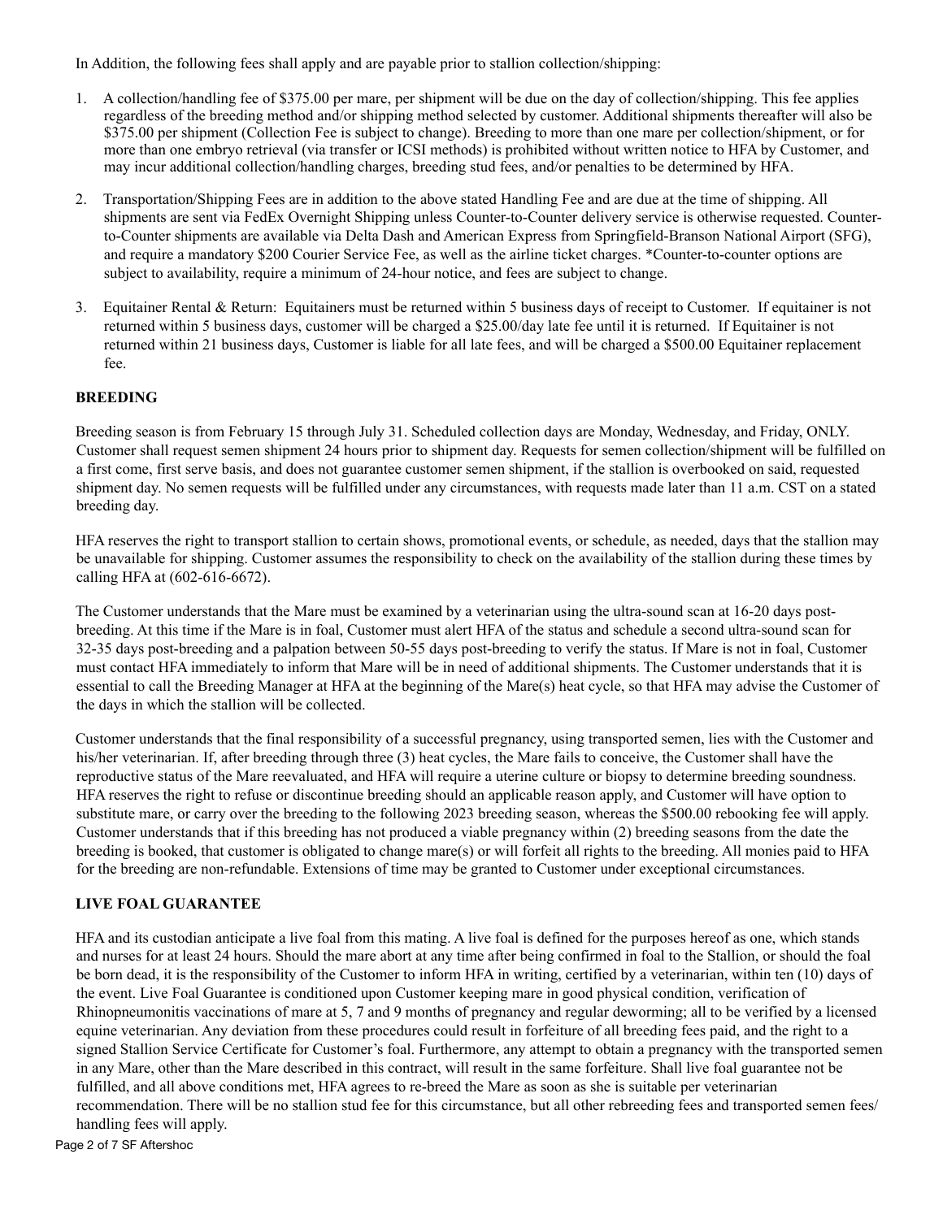In Addition, the following fees shall apply and are payable prior to stallion collection/shipping:

1. A collection/handling fee of $375.00 per mare, per shipment will be due on the day of collection/shipping. This fee applies regardless of the breeding method and/or shipping method selected by customer. Additional shipments thereafter will also be $375.00 per shipment (Collection Fee is subject to change). Breeding to more than one mare per collection/shipment, or for more than one embryo retrieval (via transfer or ICSI methods) is prohibited without written notice to HFA by Customer, and may incur additional collection/handling charges, breeding stud fees, and/or penalties to be determined by HFA.

2. Transportation/Shipping Fees are in addition to the above stated Handling Fee and are due at the time of shipping. All shipments are sent via FedEx Overnight Shipping unless Counter-to-Counter delivery service is otherwise requested. Counter-to-Counter shipments are available via Delta Dash and American Express from Springfield-Branson National Airport (SFG), and require a mandatory $200 Courier Service Fee, as well as the airline ticket charges. *Counter-to-counter options are subject to availability, require a minimum of 24-hour notice, and fees are subject to change.

3. Equitainer Rental & Return: Equitainers must be returned within 5 business days of receipt to Customer. If equitainer is not returned within 5 business days, customer will be charged a $25.00/day late fee until it is returned. If Equitainer is not returned within 21 business days, Customer is liable for all late fees, and will be charged a $500.00 Equitainer replacement fee.

## BREEDING

Breeding season is from February 15 through July 31. Scheduled collection days are Monday, Wednesday, and Friday, ONLY. Customer shall request semen shipment 24 hours prior to shipment day. Requests for semen collection/shipment will be fulfilled on a first come, first serve basis, and does not guarantee customer semen shipment, if the stallion is overbooked on said, requested shipment day. No semen requests will be fulfilled under any circumstances, with requests made later than 11 a.m. CST on a stated breeding day.

HFA reserves the right to transport stallion to certain shows, promotional events, or schedule, as needed, days that the stallion may be unavailable for shipping. Customer assumes the responsibility to check on the availability of the stallion during these times by calling HFA at (602-616-6672).

The Customer understands that the Mare must be examined by a veterinarian using the ultra-sound scan at 16-20 days post-breeding. At this time if the Mare is in foal, Customer must alert HFA of the status and schedule a second ultra-sound scan for 32-35 days post-breeding and a palpation between 50-55 days post-breeding to verify the status. If Mare is not in foal, Customer must contact HFA immediately to inform that Mare will be in need of additional shipments. The Customer understands that it is essential to call the Breeding Manager at HFA at the beginning of the Mare(s) heat cycle, so that HFA may advise the Customer of the days in which the stallion will be collected.

Customer understands that the final responsibility of a successful pregnancy, using transported semen, lies with the Customer and his/her veterinarian. If, after breeding through three (3) heat cycles, the Mare fails to conceive, the Customer shall have the reproductive status of the Mare reevaluated, and HFA will require a uterine culture or biopsy to determine breeding soundness. HFA reserves the right to refuse or discontinue breeding should an applicable reason apply, and Customer will have option to substitute mare, or carry over the breeding to the following 2023 breeding season, whereas the $500.00 rebooking fee will apply. Customer understands that if this breeding has not produced a viable pregnancy within (2) breeding seasons from the date the breeding is booked, that customer is obligated to change mare(s) or will forfeit all rights to the breeding. All monies paid to HFA for the breeding are non-refundable. Extensions of time may be granted to Customer under exceptional circumstances.

## LIVE FOAL GUARANTEE

HFA and its custodian anticipate a live foal from this mating. A live foal is defined for the purposes hereof as one, which stands and nurses for at least 24 hours. Should the mare abort at any time after being confirmed in foal to the Stallion, or should the foal be born dead, it is the responsibility of the Customer to inform HFA in writing, certified by a veterinarian, within ten (10) days of the event. Live Foal Guarantee is conditioned upon Customer keeping mare in good physical condition, verification of Rhinopneumonitis vaccinations of mare at 5, 7 and 9 months of pregnancy and regular deworming; all to be verified by a licensed equine veterinarian. Any deviation from these procedures could result in forfeiture of all breeding fees paid, and the right to a signed Stallion Service Certificate for Customer's foal. Furthermore, any attempt to obtain a pregnancy with the transported semen in any Mare, other than the Mare described in this contract, will result in the same forfeiture. Shall live foal guarantee not be fulfilled, and all above conditions met, HFA agrees to re-breed the Mare as soon as she is suitable per veterinarian recommendation. There will be no stallion stud fee for this circumstance, but all other rebreeding fees and transported semen fees/handling fees will apply.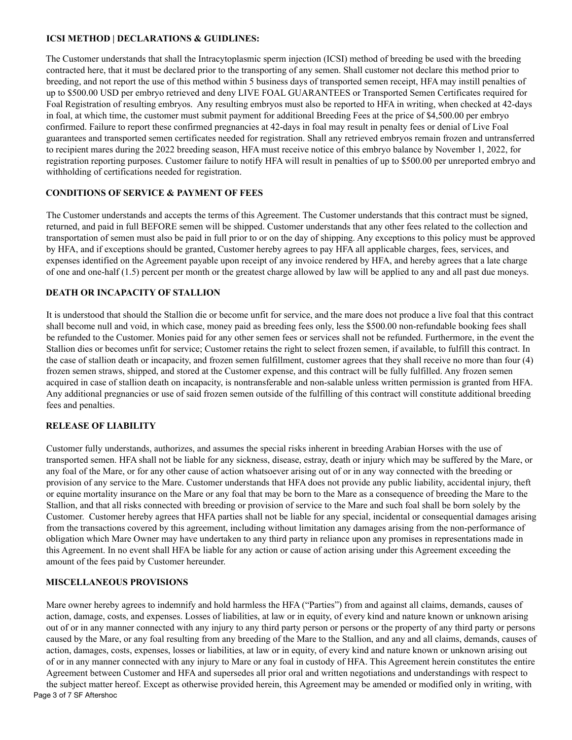## ICSI METHOD | DECLARATIONS & GUIDLINES:

The Customer understands that shall the Intracytoplasmic sperm injection (ICSI) method of breeding be used with the breeding contracted here, that it must be declared prior to the transporting of any semen. Shall customer not declare this method prior to breeding, and not report the use of this method within 5 business days of transported semen receipt, HFA may instill penalties of up to $500.00 USD per embryo retrieved and deny LIVE FOAL GUARANTEES or Transported Semen Certificates required for Foal Registration of resulting embryos. Any resulting embryos must also be reported to HFA in writing, when checked at 42-days in foal, at which time, the customer must submit payment for additional Breeding Fees at the price of $4,500.00 per embryo confirmed. Failure to report these confirmed pregnancies at 42-days in foal may result in penalty fees or denial of Live Foal guarantees and transported semen certificates needed for registration. Shall any retrieved embryos remain frozen and untransferred to recipient mares during the 2022 breeding season, HFA must receive notice of this embryo balance by November 1, 2022, for registration reporting purposes. Customer failure to notify HFA will result in penalties of up to $500.00 per unreported embryo and withholding of certifications needed for registration.

## CONDITIONS OF SERVICE & PAYMENT OF FEES

The Customer understands and accepts the terms of this Agreement. The Customer understands that this contract must be signed, returned, and paid in full BEFORE semen will be shipped. Customer understands that any other fees related to the collection and transportation of semen must also be paid in full prior to or on the day of shipping. Any exceptions to this policy must be approved by HFA, and if exceptions should be granted, Customer hereby agrees to pay HFA all applicable charges, fees, services, and expenses identified on the Agreement payable upon receipt of any invoice rendered by HFA, and hereby agrees that a late charge of one and one-half (1.5) percent per month or the greatest charge allowed by law will be applied to any and all past due moneys.

## DEATH OR INCAPACITY OF STALLION

It is understood that should the Stallion die or become unfit for service, and the mare does not produce a live foal that this contract shall become null and void, in which case, money paid as breeding fees only, less the $500.00 non-refundable booking fees shall be refunded to the Customer. Monies paid for any other semen fees or services shall not be refunded. Furthermore, in the event the Stallion dies or becomes unfit for service; Customer retains the right to select frozen semen, if available, to fulfill this contract. In the case of stallion death or incapacity, and frozen semen fulfillment, customer agrees that they shall receive no more than four (4) frozen semen straws, shipped, and stored at the Customer expense, and this contract will be fully fulfilled. Any frozen semen acquired in case of stallion death on incapacity, is nontransferable and non-salable unless written permission is granted from HFA. Any additional pregnancies or use of said frozen semen outside of the fulfilling of this contract will constitute additional breeding fees and penalties.

## RELEASE OF LIABILITY

Customer fully understands, authorizes, and assumes the special risks inherent in breeding Arabian Horses with the use of transported semen. HFA shall not be liable for any sickness, disease, estray, death or injury which may be suffered by the Mare, or any foal of the Mare, or for any other cause of action whatsoever arising out of or in any way connected with the breeding or provision of any service to the Mare. Customer understands that HFA does not provide any public liability, accidental injury, theft or equine mortality insurance on the Mare or any foal that may be born to the Mare as a consequence of breeding the Mare to the Stallion, and that all risks connected with breeding or provision of service to the Mare and such foal shall be born solely by the Customer. Customer hereby agrees that HFA parties shall not be liable for any special, incidental or consequential damages arising from the transactions covered by this agreement, including without limitation any damages arising from the non-performance of obligation which Mare Owner may have undertaken to any third party in reliance upon any promises in representations made in this Agreement. In no event shall HFA be liable for any action or cause of action arising under this Agreement exceeding the amount of the fees paid by Customer hereunder.

## MISCELLANEOUS PROVISIONS

Mare owner hereby agrees to indemnify and hold harmless the HFA ("Parties") from and against all claims, demands, causes of action, damage, costs, and expenses. Losses of liabilities, at law or in equity, of every kind and nature known or unknown arising out of or in any manner connected with any injury to any third party person or persons or the property of any third party or persons caused by the Mare, or any foal resulting from any breeding of the Mare to the Stallion, and any and all claims, demands, causes of action, damages, costs, expenses, losses or liabilities, at law or in equity, of every kind and nature known or unknown arising out of or in any manner connected with any injury to Mare or any foal in custody of HFA. This Agreement herein constitutes the entire Agreement between Customer and HFA and supersedes all prior oral and written negotiations and understandings with respect to the subject matter hereof. Except as otherwise provided herein, this Agreement may be amended or modified only in writing, with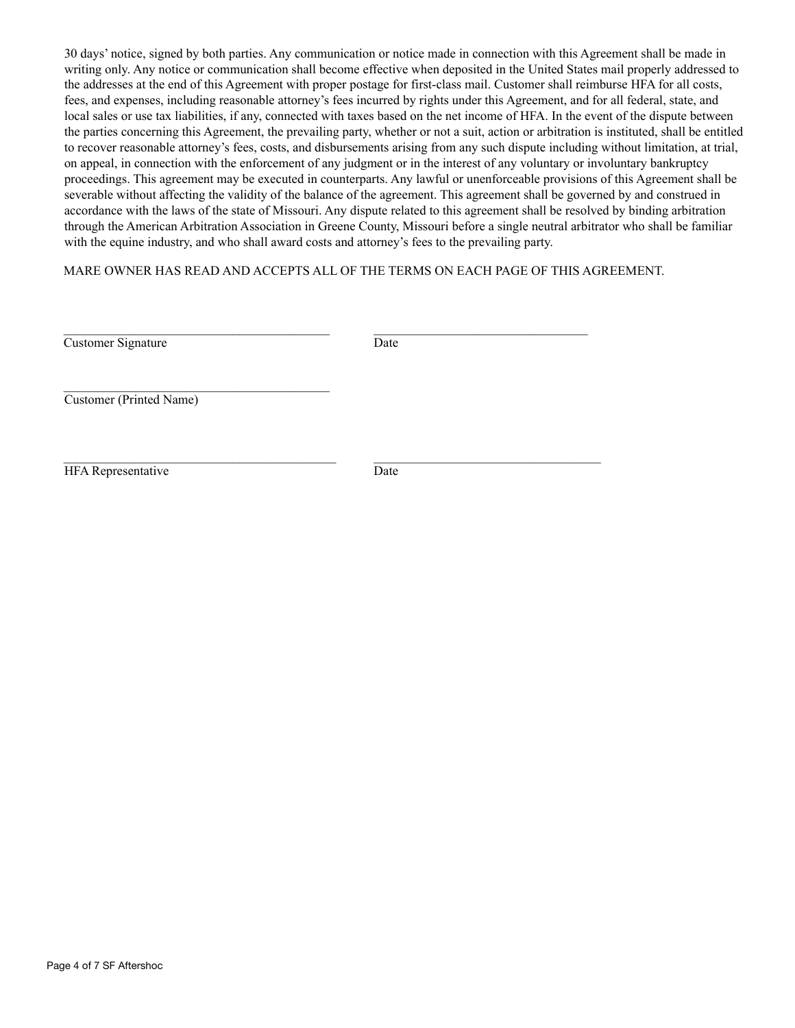30 days' notice, signed by both parties. Any communication or notice made in connection with this Agreement shall be made in writing only. Any notice or communication shall become effective when deposited in the United States mail properly addressed to the addresses at the end of this Agreement with proper postage for first-class mail. Customer shall reimburse HFA for all costs, fees, and expenses, including reasonable attorney's fees incurred by rights under this Agreement, and for all federal, state, and local sales or use tax liabilities, if any, connected with taxes based on the net income of HFA. In the event of the dispute between the parties concerning this Agreement, the prevailing party, whether or not a suit, action or arbitration is instituted, shall be entitled to recover reasonable attorney's fees, costs, and disbursements arising from any such dispute including without limitation, at trial, on appeal, in connection with the enforcement of any judgment or in the interest of any voluntary or involuntary bankruptcy proceedings. This agreement may be executed in counterparts. Any lawful or unenforceable provisions of this Agreement shall be severable without affecting the validity of the balance of the agreement. This agreement shall be governed by and construed in accordance with the laws of the state of Missouri. Any dispute related to this agreement shall be resolved by binding arbitration through the American Arbitration Association in Greene County, Missouri before a single neutral arbitrator who shall be familiar with the equine industry, and who shall award costs and attorney's fees to the prevailing party.

MARE OWNER HAS READ AND ACCEPTS ALL OF THE TERMS ON EACH PAGE OF THIS AGREEMENT.

\_\_\_\_\_\_\_\_\_\_\_\_\_\_\_\_\_\_\_\_\_\_\_\_\_\_\_\_\_\_\_\_\_\_\_\_\_\_\_\_\_ &nbsp;&nbsp;&nbsp;&nbsp; \_\_\_\_\_\_\_\_\_\_\_\_\_\_\_\_\_\_\_\_\_\_\_\_\_\_\_\_\_\_\_\_\_\_\_
Customer Signature &nbsp;&nbsp;&nbsp;&nbsp; Date

\_\_\_\_\_\_\_\_\_\_\_\_\_\_\_\_\_\_\_\_\_\_\_\_\_\_\_\_\_\_\_\_\_\_\_\_\_\_\_\_\_
Customer (Printed Name)

\_\_\_\_\_\_\_\_\_\_\_\_\_\_\_\_\_\_\_\_\_\_\_\_\_\_\_\_\_\_\_\_\_\_\_\_\_\_\_\_\_ &nbsp;&nbsp;&nbsp;&nbsp; \_\_\_\_\_\_\_\_\_\_\_\_\_\_\_\_\_\_\_\_\_\_\_\_\_\_\_\_\_\_\_\_\_\_\_
HFA Representative &nbsp;&nbsp;&nbsp;&nbsp; Date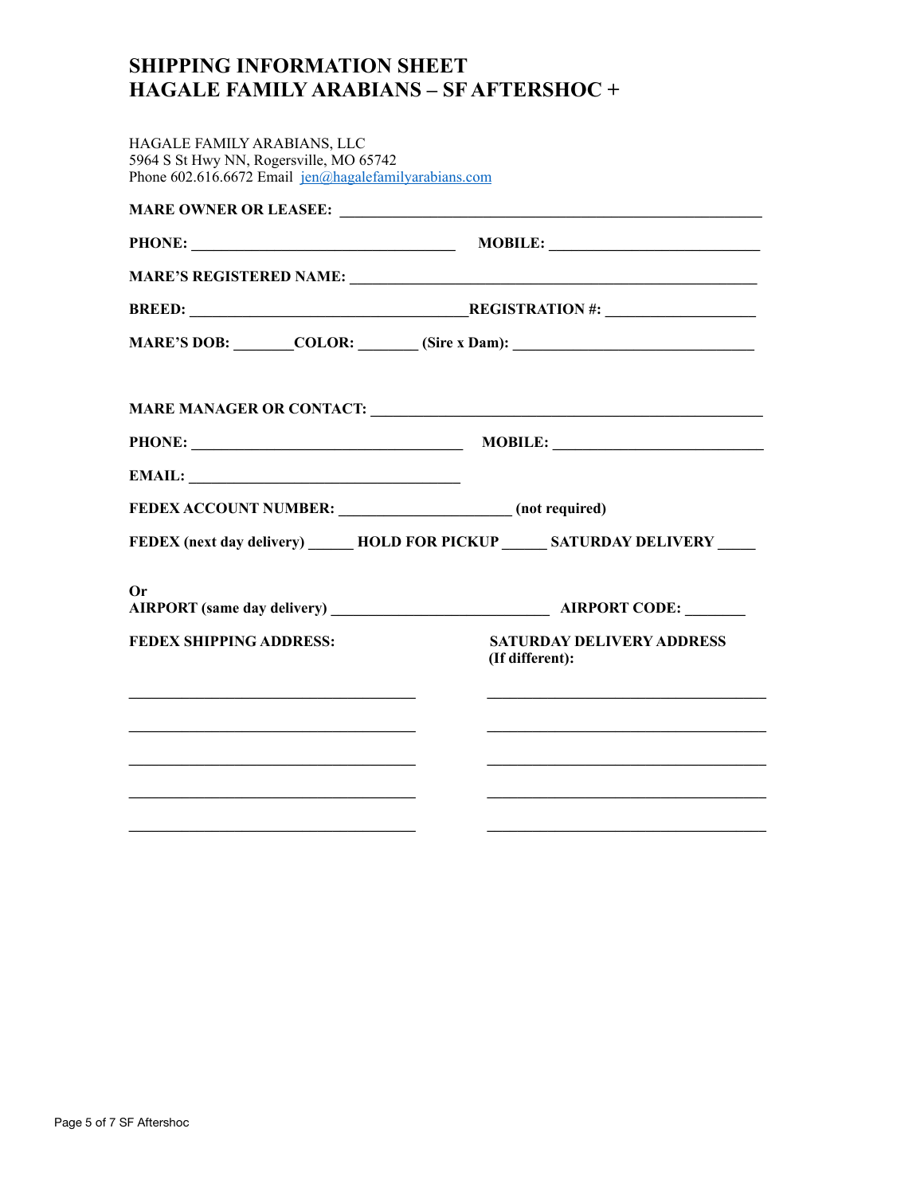# SHIPPING INFORMATION SHEET
# HAGALE FAMILY ARABIANS – SF AFTERSHOC +

HAGALE FAMILY ARABIANS, LLC
5964 S St Hwy NN, Rogersville, MO 65742
Phone 602.616.6672 Email jen@hagalefamilyarabians.com

**MARE OWNER OR LEASEE:** _______________________________________________________

**PHONE:** ___________________________________ **MOBILE:** ____________________________

**MARE'S REGISTERED NAME:** _____________________________________________________

**BREED:** ____________________________________**REGISTRATION #:** ____________________

**MARE'S DOB:** ________**COLOR:** ________ **(Sire x Dam):** _______________________________

**MARE MANAGER OR CONTACT:** ____________________________________________________

**PHONE:** ____________________________________ **MOBILE:** ____________________________

**EMAIL:** ____________________________________

**FEDEX ACCOUNT NUMBER:** ______________________ **(not required)**

**FEDEX (next day delivery)** ______ **HOLD FOR PICKUP** ______ **SATURDAY DELIVERY** _____

**Or**
**AIRPORT (same day delivery)** ____________________________ **AIRPORT CODE:** ________

**FEDEX SHIPPING ADDRESS:**

_____________________________________

_____________________________________

_____________________________________

_____________________________________

_____________________________________

**SATURDAY DELIVERY ADDRESS (If different):**

_____________________________________

_____________________________________

_____________________________________

_____________________________________

_____________________________________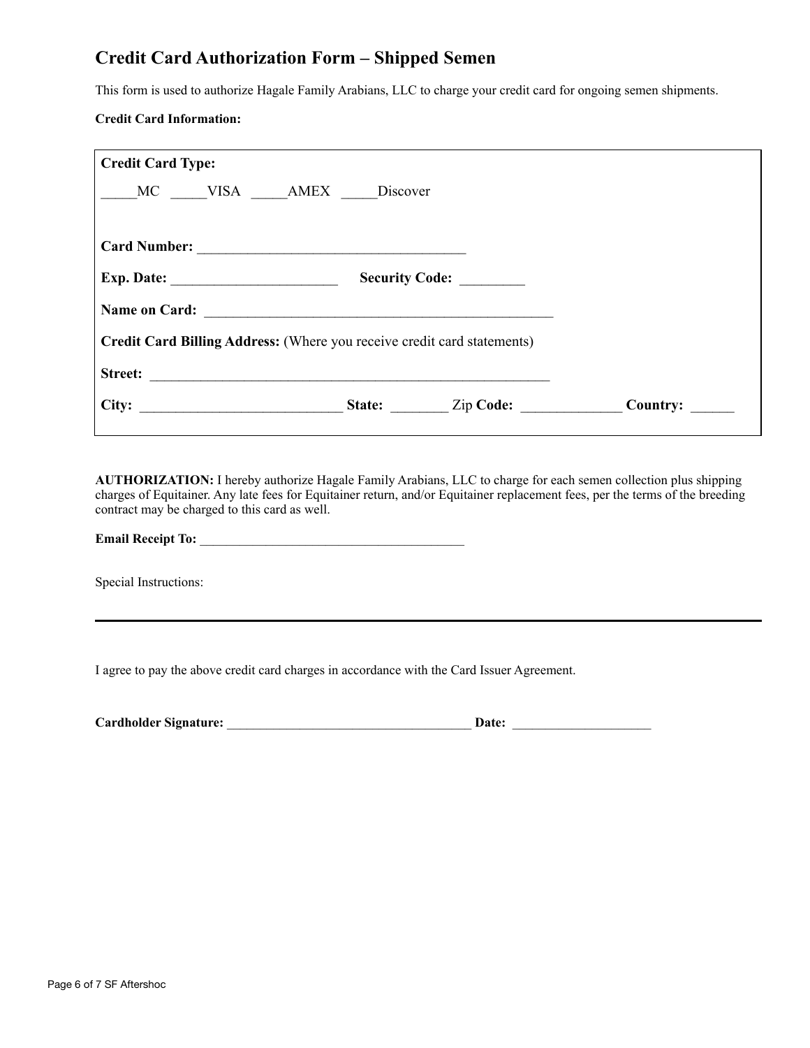## Credit Card Authorization Form – Shipped Semen

This form is used to authorize Hagale Family Arabians, LLC to charge your credit card for ongoing semen shipments.

**Credit Card Information:**

**Credit Card Type:**

_____MC _____VISA _____AMEX _____Discover

**Card Number:** ____________________________________

**Exp. Date:** ______________________ **Security Code:** ________

**Name on Card:** ______________________________________________

**Credit Card Billing Address:** (Where you receive credit card statements)

**Street:** ______________________________________________________

**City:** ___________________________ **State:** ________ Zip **Code:** _____________ **Country:** ______

**AUTHORIZATION:** I hereby authorize Hagale Family Arabians, LLC to charge for each semen collection plus shipping charges of Equitainer. Any late fees for Equitainer return, and/or Equitainer replacement fees, per the terms of the breeding contract may be charged to this card as well.

**Email Receipt To:** ________________________________________

Special Instructions:

---

I agree to pay the above credit card charges in accordance with the Card Issuer Agreement.

**Cardholder Signature:** _____________________________________ **Date:** ____________________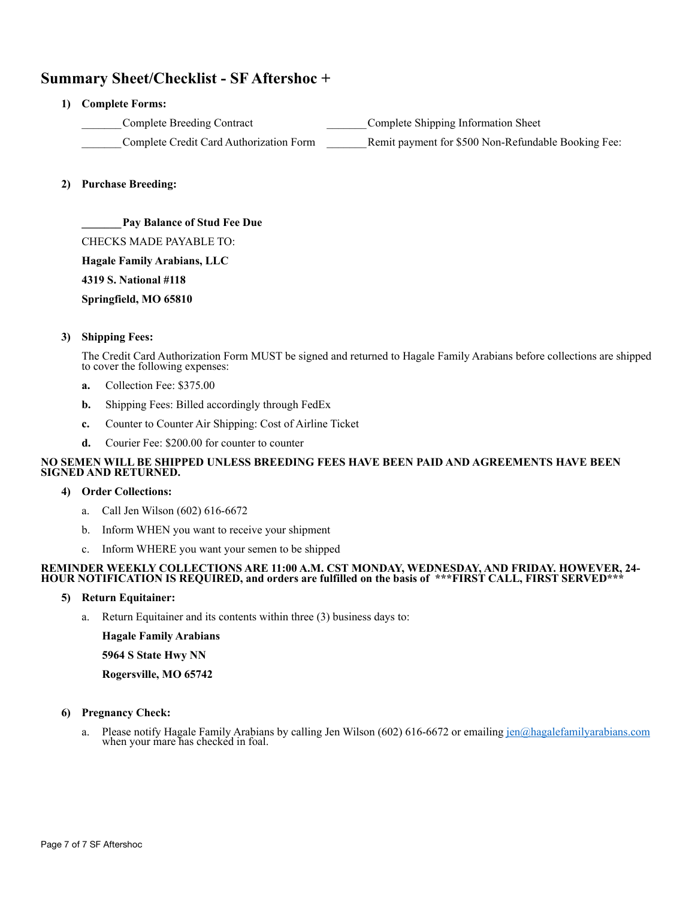## Summary Sheet/Checklist - SF Aftershoc +

1) **Complete Forms:**

_______Complete Breeding Contract _______Complete Shipping Information Sheet

_______Complete Credit Card Authorization Form _______Remit payment for $500 Non-Refundable Booking Fee:

2) **Purchase Breeding:**

**_______Pay Balance of Stud Fee Due**

CHECKS MADE PAYABLE TO:

**Hagale Family Arabians, LLC**

**4319 S. National #118**

**Springfield, MO 65810**

3) **Shipping Fees:**

The Credit Card Authorization Form MUST be signed and returned to Hagale Family Arabians before collections are shipped to cover the following expenses:

**a.** Collection Fee: $375.00

**b.** Shipping Fees: Billed accordingly through FedEx

**c.** Counter to Counter Air Shipping: Cost of Airline Ticket

**d.** Courier Fee: $200.00 for counter to counter

**NO SEMEN WILL BE SHIPPED UNLESS BREEDING FEES HAVE BEEN PAID AND AGREEMENTS HAVE BEEN SIGNED AND RETURNED.**

4) **Order Collections:**

a. Call Jen Wilson (602) 616-6672

b. Inform WHEN you want to receive your shipment

c. Inform WHERE you want your semen to be shipped

**REMINDER WEEKLY COLLECTIONS ARE 11:00 A.M. CST MONDAY, WEDNESDAY, AND FRIDAY. HOWEVER, 24-HOUR NOTIFICATION IS REQUIRED, and orders are fulfilled on the basis of \*\*\*FIRST CALL, FIRST SERVED\*\*\***

5) **Return Equitainer:**

a. Return Equitainer and its contents within three (3) business days to:

**Hagale Family Arabians**

**5964 S State Hwy NN**

**Rogersville, MO 65742**

6) **Pregnancy Check:**

a. Please notify Hagale Family Arabians by calling Jen Wilson (602) 616-6672 or emailing jen@hagalefamilyarabians.com when your mare has checked in foal.